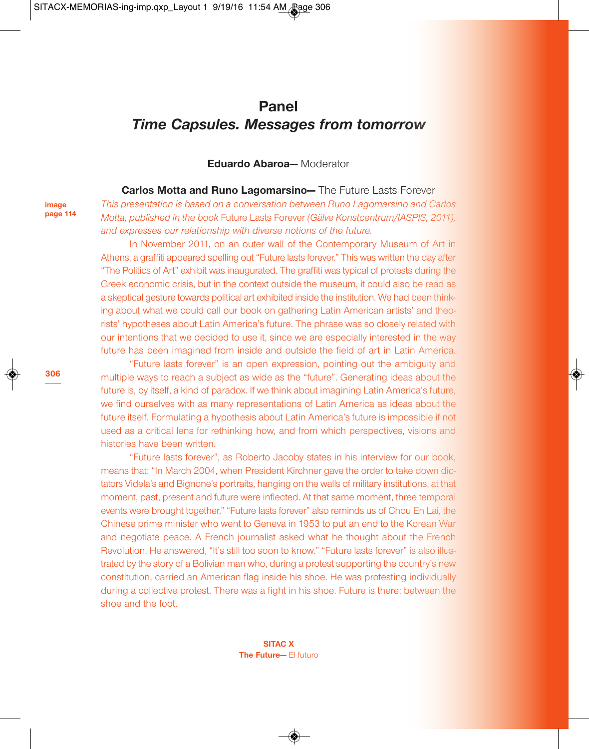# Panel
## *Time Capsules. Messages from tomorrow*

**Eduardo Abaroa—** Moderator

**Carlos Motta and Runo Lagomarsino—** The Future Lasts Forever

**image page 114**

*This presentation is based on a conversation between Runo Lagomarsino and Carlos Motta, published in the book* Future Lasts Forever *(Gälve Konstcentrum/IASPIS, 2011), and expresses our relationship with diverse notions of the future.*

In November 2011, on an outer wall of the Contemporary Museum of Art in Athens, a graffiti appeared spelling out "Future lasts forever." This was written the day after "The Politics of Art" exhibit was inaugurated. The graffiti was typical of protests during the Greek economic crisis, but in the context outside the museum, it could also be read as a skeptical gesture towards political art exhibited inside the institution. We had been thinking about what we could call our book on gathering Latin American artists' and theorists' hypotheses about Latin America's future. The phrase was so closely related with our intentions that we decided to use it, since we are especially interested in the way future has been imagined from inside and outside the field of art in Latin America.

"Future lasts forever" is an open expression, pointing out the ambiguity and multiple ways to reach a subject as wide as the "future". Generating ideas about the future is, by itself, a kind of paradox. If we think about imagining Latin America's future, we find ourselves with as many representations of Latin America as ideas about the future itself. Formulating a hypothesis about Latin America's future is impossible if not used as a critical lens for rethinking how, and from which perspectives, visions and histories have been written.

"Future lasts forever", as Roberto Jacoby states in his interview for our book, means that: "In March 2004, when President Kirchner gave the order to take down dictators Videla's and Bignone's portraits, hanging on the walls of military institutions, at that moment, past, present and future were inflected. At that same moment, three temporal events were brought together." "Future lasts forever" also reminds us of Chou En Lai, the Chinese prime minister who went to Geneva in 1953 to put an end to the Korean War and negotiate peace. A French journalist asked what he thought about the French Revolution. He answered, "It's still too soon to know." "Future lasts forever" is also illustrated by the story of a Bolivian man who, during a protest supporting the country's new constitution, carried an American flag inside his shoe. He was protesting individually during a collective protest. There was a fight in his shoe. Future is there: between the shoe and the foot.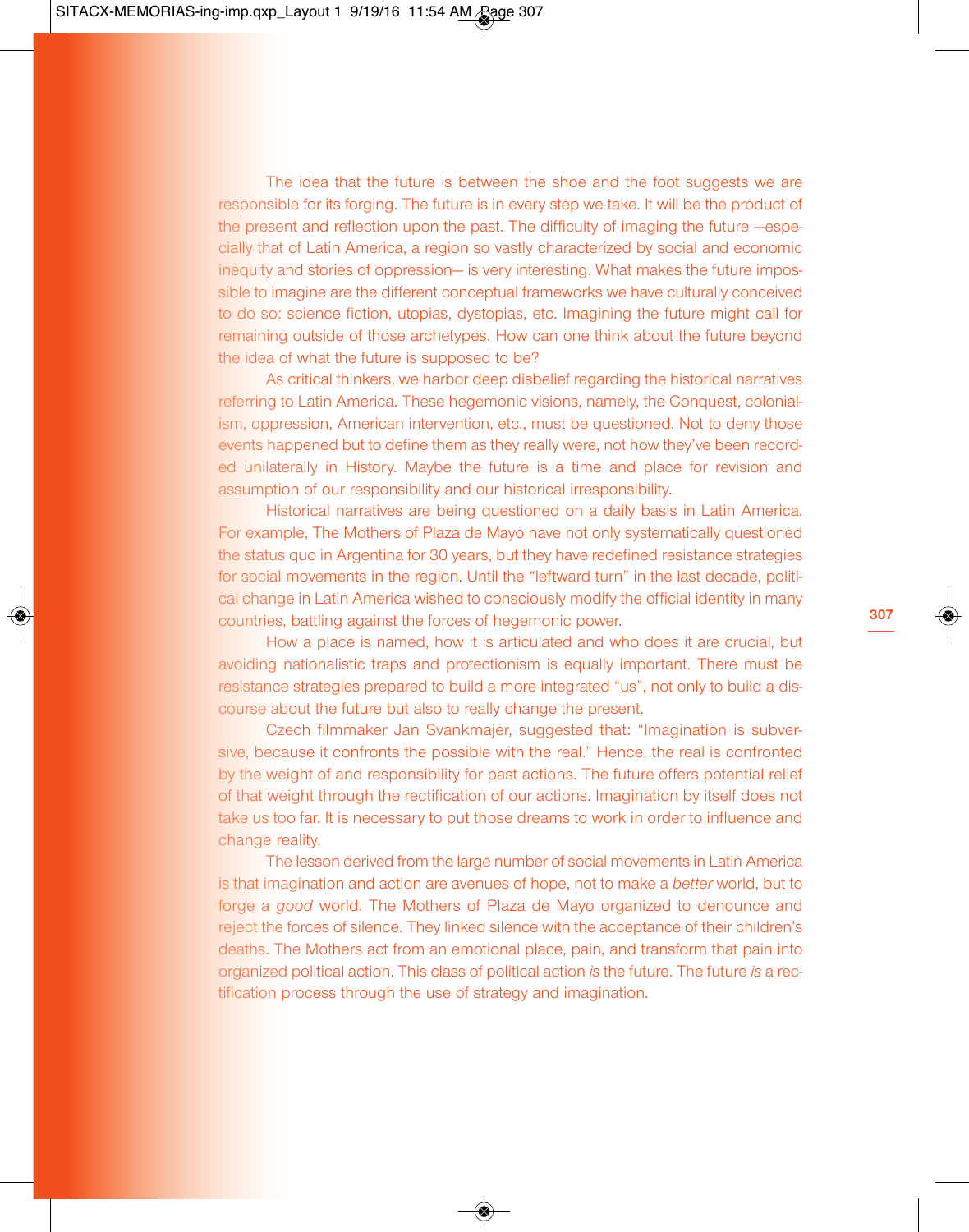The idea that the future is between the shoe and the foot suggests we are responsible for its forging. The future is in every step we take. It will be the product of the present and reflection upon the past. The difficulty of imaging the future —especially that of Latin America, a region so vastly characterized by social and economic inequity and stories of oppression— is very interesting. What makes the future impossible to imagine are the different conceptual frameworks we have culturally conceived to do so: science fiction, utopias, dystopias, etc. Imagining the future might call for remaining outside of those archetypes. How can one think about the future beyond the idea of what the future is supposed to be?

As critical thinkers, we harbor deep disbelief regarding the historical narratives referring to Latin America. These hegemonic visions, namely, the Conquest, colonialism, oppression, American intervention, etc., must be questioned. Not to deny those events happened but to define them as they really were, not how they've been recorded unilaterally in History. Maybe the future is a time and place for revision and assumption of our responsibility and our historical irresponsibility.

Historical narratives are being questioned on a daily basis in Latin America. For example, The Mothers of Plaza de Mayo have not only systematically questioned the status quo in Argentina for 30 years, but they have redefined resistance strategies for social movements in the region. Until the "leftward turn" in the last decade, political change in Latin America wished to consciously modify the official identity in many countries, battling against the forces of hegemonic power.

How a place is named, how it is articulated and who does it are crucial, but avoiding nationalistic traps and protectionism is equally important. There must be resistance strategies prepared to build a more integrated "us", not only to build a discourse about the future but also to really change the present.

Czech filmmaker Jan Svankmajer, suggested that: "Imagination is subversive, because it confronts the possible with the real." Hence, the real is confronted by the weight of and responsibility for past actions. The future offers potential relief of that weight through the rectification of our actions. Imagination by itself does not take us too far. It is necessary to put those dreams to work in order to influence and change reality.

The lesson derived from the large number of social movements in Latin America is that imagination and action are avenues of hope, not to make a *better* world, but to forge a *good* world. The Mothers of Plaza de Mayo organized to denounce and reject the forces of silence. They linked silence with the acceptance of their children's deaths. The Mothers act from an emotional place, pain, and transform that pain into organized political action. This class of political action *is* the future. The future *is* a rectification process through the use of strategy and imagination.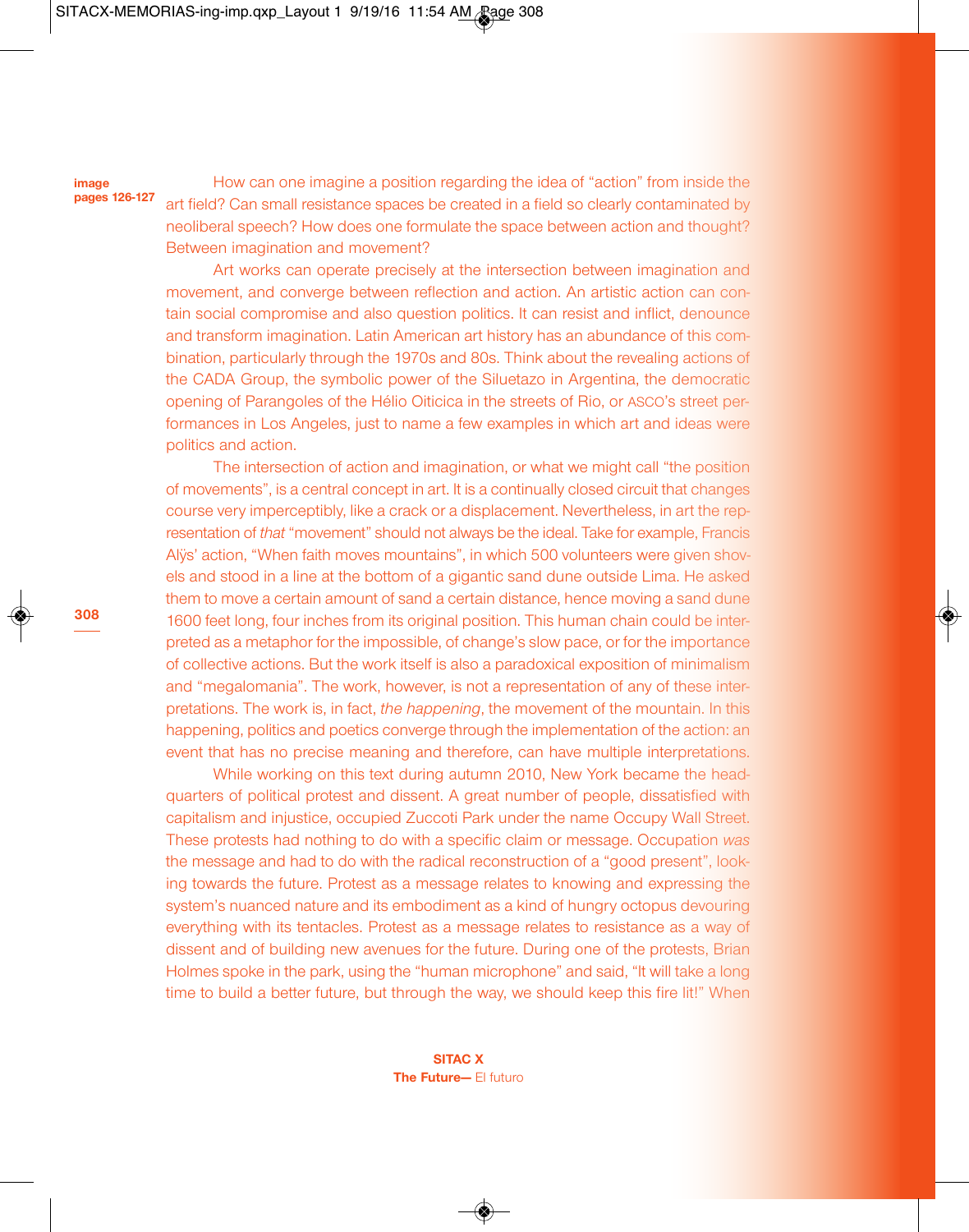image pages 126-127

How can one imagine a position regarding the idea of "action" from inside the art field? Can small resistance spaces be created in a field so clearly contaminated by neoliberal speech? How does one formulate the space between action and thought? Between imagination and movement?

Art works can operate precisely at the intersection between imagination and movement, and converge between reflection and action. An artistic action can contain social compromise and also question politics. It can resist and inflict, denounce and transform imagination. Latin American art history has an abundance of this combination, particularly through the 1970s and 80s. Think about the revealing actions of the CADA Group, the symbolic power of the Siluetazo in Argentina, the democratic opening of Parangoles of the Hélio Oiticica in the streets of Rio, or ASCO's street performances in Los Angeles, just to name a few examples in which art and ideas were politics and action.

The intersection of action and imagination, or what we might call "the position of movements", is a central concept in art. It is a continually closed circuit that changes course very imperceptibly, like a crack or a displacement. Nevertheless, in art the representation of *that* "movement" should not always be the ideal. Take for example, Francis Alÿs' action, "When faith moves mountains", in which 500 volunteers were given shovels and stood in a line at the bottom of a gigantic sand dune outside Lima. He asked them to move a certain amount of sand a certain distance, hence moving a sand dune 1600 feet long, four inches from its original position. This human chain could be interpreted as a metaphor for the impossible, of change's slow pace, or for the importance of collective actions. But the work itself is also a paradoxical exposition of minimalism and "megalomania". The work, however, is not a representation of any of these interpretations. The work is, in fact, *the happening*, the movement of the mountain. In this happening, politics and poetics converge through the implementation of the action: an event that has no precise meaning and therefore, can have multiple interpretations.

While working on this text during autumn 2010, New York became the headquarters of political protest and dissent. A great number of people, dissatisfied with capitalism and injustice, occupied Zuccoti Park under the name Occupy Wall Street. These protests had nothing to do with a specific claim or message. Occupation *was* the message and had to do with the radical reconstruction of a "good present", looking towards the future. Protest as a message relates to knowing and expressing the system's nuanced nature and its embodiment as a kind of hungry octopus devouring everything with its tentacles. Protest as a message relates to resistance as a way of dissent and of building new avenues for the future. During one of the protests, Brian Holmes spoke in the park, using the "human microphone" and said, "It will take a long time to build a better future, but through the way, we should keep this fire lit!" When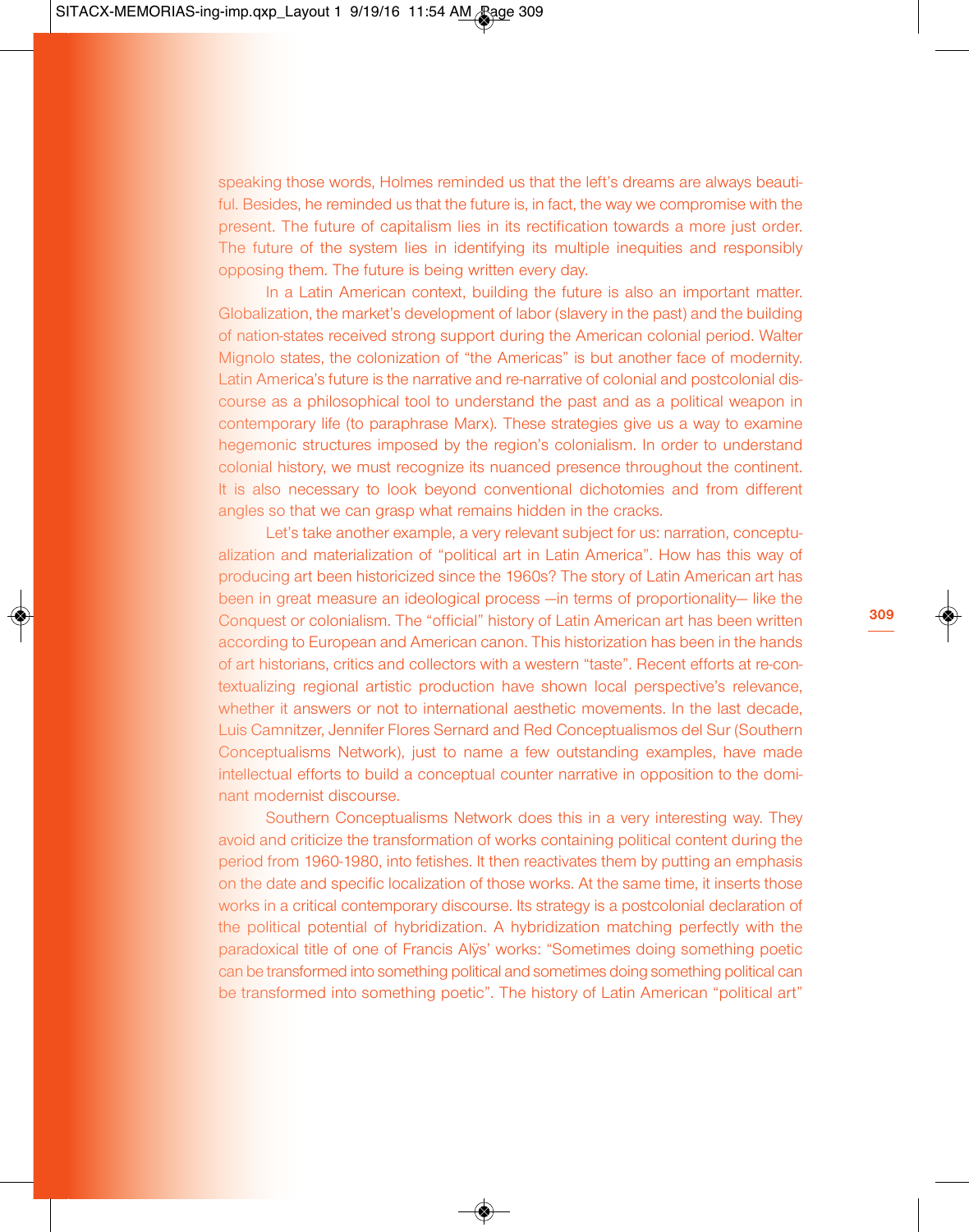speaking those words, Holmes reminded us that the left's dreams are always beautiful. Besides, he reminded us that the future is, in fact, the way we compromise with the present. The future of capitalism lies in its rectification towards a more just order. The future of the system lies in identifying its multiple inequities and responsibly opposing them. The future is being written every day.

In a Latin American context, building the future is also an important matter. Globalization, the market's development of labor (slavery in the past) and the building of nation-states received strong support during the American colonial period. Walter Mignolo states, the colonization of "the Americas" is but another face of modernity. Latin America's future is the narrative and re-narrative of colonial and postcolonial discourse as a philosophical tool to understand the past and as a political weapon in contemporary life (to paraphrase Marx). These strategies give us a way to examine hegemonic structures imposed by the region's colonialism. In order to understand colonial history, we must recognize its nuanced presence throughout the continent. It is also necessary to look beyond conventional dichotomies and from different angles so that we can grasp what remains hidden in the cracks.

Let's take another example, a very relevant subject for us: narration, conceptualization and materialization of "political art in Latin America". How has this way of producing art been historicized since the 1960s? The story of Latin American art has been in great measure an ideological process —in terms of proportionality— like the Conquest or colonialism. The "official" history of Latin American art has been written according to European and American canon. This historization has been in the hands of art historians, critics and collectors with a western "taste". Recent efforts at re-contextualizing regional artistic production have shown local perspective's relevance, whether it answers or not to international aesthetic movements. In the last decade, Luis Camnitzer, Jennifer Flores Sernard and Red Conceptualismos del Sur (Southern Conceptualisms Network), just to name a few outstanding examples, have made intellectual efforts to build a conceptual counter narrative in opposition to the dominant modernist discourse.

Southern Conceptualisms Network does this in a very interesting way. They avoid and criticize the transformation of works containing political content during the period from 1960-1980, into fetishes. It then reactivates them by putting an emphasis on the date and specific localization of those works. At the same time, it inserts those works in a critical contemporary discourse. Its strategy is a postcolonial declaration of the political potential of hybridization. A hybridization matching perfectly with the paradoxical title of one of Francis Alÿs' works: "Sometimes doing something poetic can be transformed into something political and sometimes doing something political can be transformed into something poetic". The history of Latin American "political art"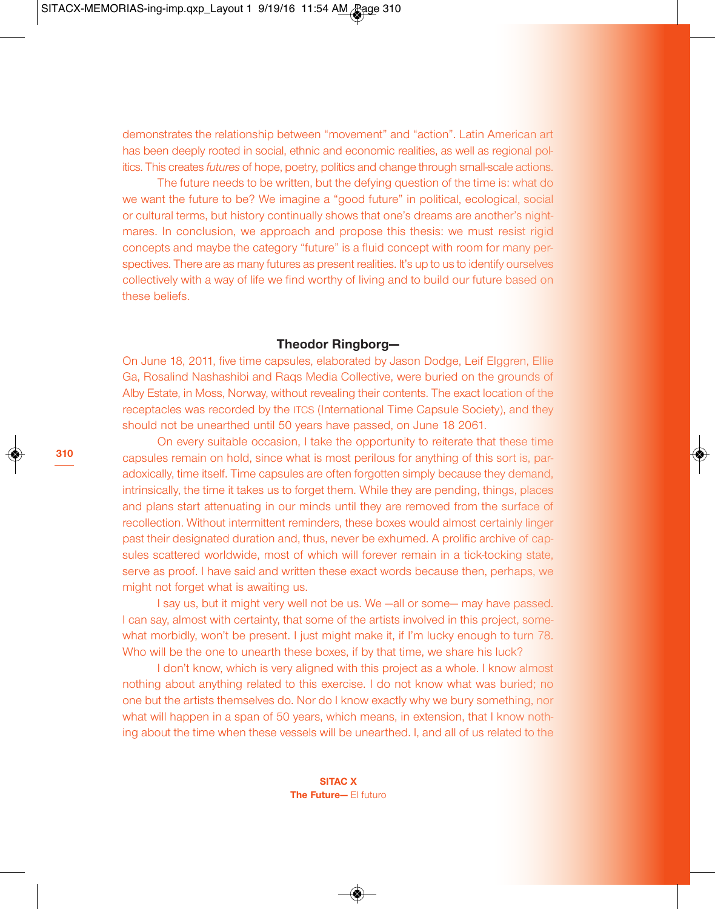demonstrates the relationship between "movement" and "action". Latin American art has been deeply rooted in social, ethnic and economic realities, as well as regional politics. This creates *futures* of hope, poetry, politics and change through small-scale actions.

The future needs to be written, but the defying question of the time is: what do we want the future to be? We imagine a "good future" in political, ecological, social or cultural terms, but history continually shows that one's dreams are another's nightmares. In conclusion, we approach and propose this thesis: we must resist rigid concepts and maybe the category "future" is a fluid concept with room for many perspectives. There are as many futures as present realities. It's up to us to identify ourselves collectively with a way of life we find worthy of living and to build our future based on these beliefs.

## Theodor Ringborg—

On June 18, 2011, five time capsules, elaborated by Jason Dodge, Leif Elggren, Ellie Ga, Rosalind Nashashibi and Raqs Media Collective, were buried on the grounds of Alby Estate, in Moss, Norway, without revealing their contents. The exact location of the receptacles was recorded by the ITCS (International Time Capsule Society), and they should not be unearthed until 50 years have passed, on June 18 2061.

On every suitable occasion, I take the opportunity to reiterate that these time capsules remain on hold, since what is most perilous for anything of this sort is, paradoxically, time itself. Time capsules are often forgotten simply because they demand, intrinsically, the time it takes us to forget them. While they are pending, things, places and plans start attenuating in our minds until they are removed from the surface of recollection. Without intermittent reminders, these boxes would almost certainly linger past their designated duration and, thus, never be exhumed. A prolific archive of capsules scattered worldwide, most of which will forever remain in a tick-tocking state, serve as proof. I have said and written these exact words because then, perhaps, we might not forget what is awaiting us.

I say us, but it might very well not be us. We —all or some— may have passed. I can say, almost with certainty, that some of the artists involved in this project, somewhat morbidly, won't be present. I just might make it, if I'm lucky enough to turn 78. Who will be the one to unearth these boxes, if by that time, we share his luck?

I don't know, which is very aligned with this project as a whole. I know almost nothing about anything related to this exercise. I do not know what was buried; no one but the artists themselves do. Nor do I know exactly why we bury something, nor what will happen in a span of 50 years, which means, in extension, that I know nothing about the time when these vessels will be unearthed. I, and all of us related to the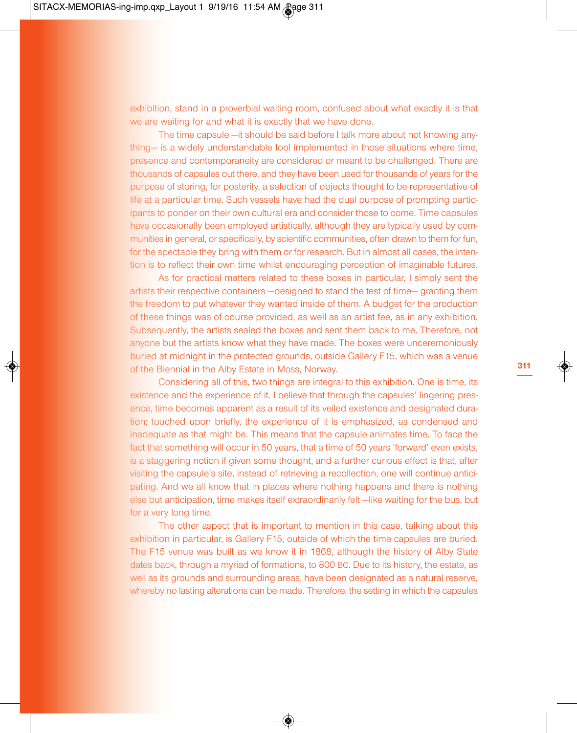exhibition, stand in a proverbial waiting room, confused about what exactly it is that we are waiting for and what it is exactly that we have done.

The time capsule —it should be said before I talk more about not knowing anything— is a widely understandable tool implemented in those situations where time, presence and contemporaneity are considered or meant to be challenged. There are thousands of capsules out there, and they have been used for thousands of years for the purpose of storing, for posterity, a selection of objects thought to be representative of life at a particular time. Such vessels have had the dual purpose of prompting participants to ponder on their own cultural era and consider those to come. Time capsules have occasionally been employed artistically, although they are typically used by communities in general, or specifically, by scientific communities, often drawn to them for fun, for the spectacle they bring with them or for research. But in almost all cases, the intention is to reflect their own time whilst encouraging perception of imaginable futures.

As for practical matters related to these boxes in particular, I simply sent the artists their respective containers —designed to stand the test of time— granting them the freedom to put whatever they wanted inside of them. A budget for the production of these things was of course provided, as well as an artist fee, as in any exhibition. Subsequently, the artists sealed the boxes and sent them back to me. Therefore, not anyone but the artists know what they have made. The boxes were unceremoniously buried at midnight in the protected grounds, outside Gallery F15, which was a venue of the Biennial in the Alby Estate in Moss, Norway.

Considering all of this, two things are integral to this exhibition. One is time, its existence and the experience of it. I believe that through the capsules' lingering presence, time becomes apparent as a result of its veiled existence and designated duration; touched upon briefly, the experience of it is emphasized, as condensed and inadequate as that might be. This means that the capsule animates time. To face the fact that something will occur in 50 years, that a time of 50 years 'forward' even exists, is a staggering notion if given some thought, and a further curious effect is that, after visiting the capsule's site, instead of retrieving a recollection, one will continue anticipating. And we all know that in places where nothing happens and there is nothing else but anticipation, time makes itself extraordinarily felt —like waiting for the bus, but for a very long time.

The other aspect that is important to mention in this case, talking about this exhibition in particular, is Gallery F15, outside of which the time capsules are buried. The F15 venue was built as we know it in 1868, although the history of Alby State dates back, through a myriad of formations, to 800 BC. Due to its history, the estate, as well as its grounds and surrounding areas, have been designated as a natural reserve, whereby no lasting alterations can be made. Therefore, the setting in which the capsules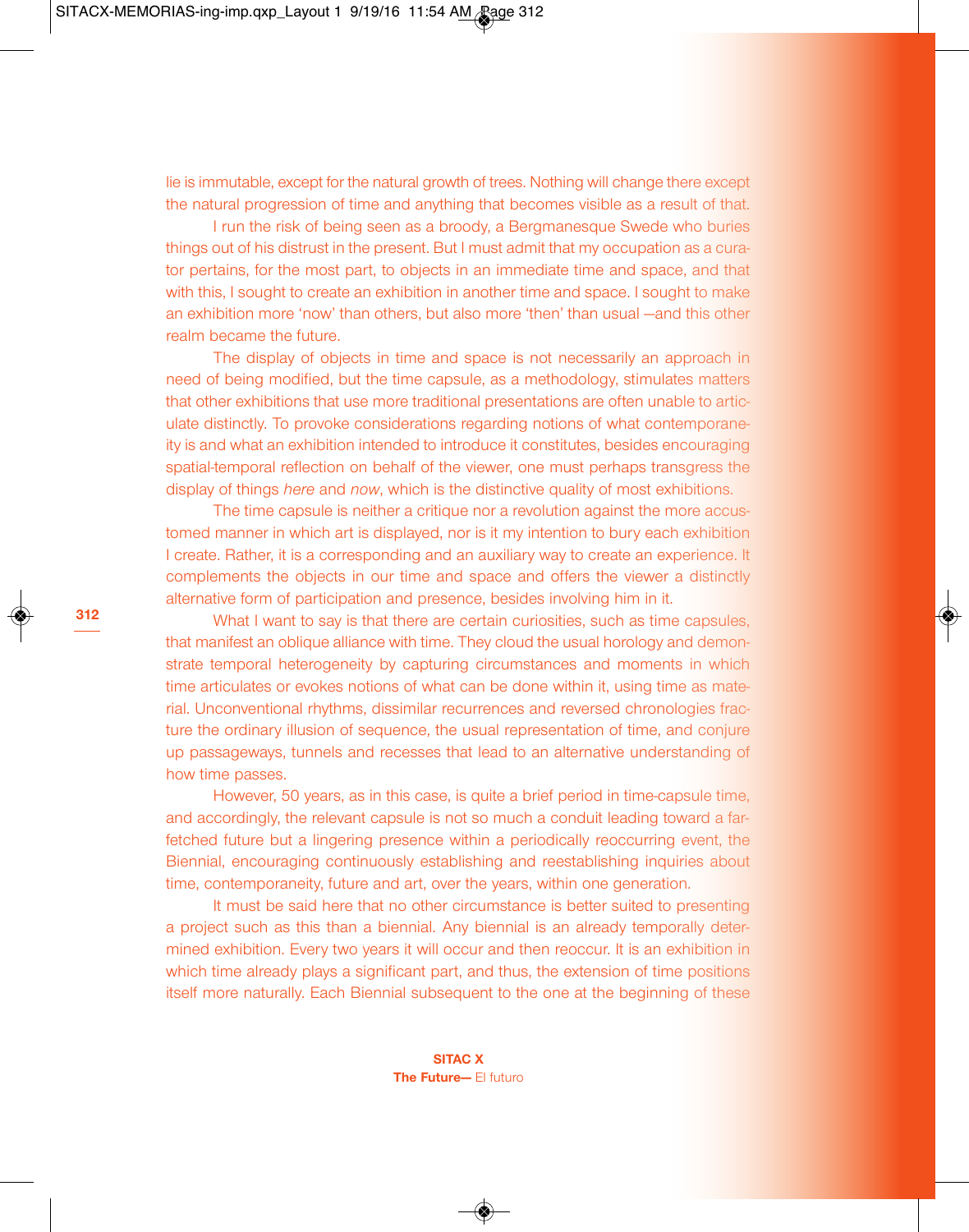lie is immutable, except for the natural growth of trees. Nothing will change there except the natural progression of time and anything that becomes visible as a result of that.

I run the risk of being seen as a broody, a Bergmanesque Swede who buries things out of his distrust in the present. But I must admit that my occupation as a curator pertains, for the most part, to objects in an immediate time and space, and that with this, I sought to create an exhibition in another time and space. I sought to make an exhibition more 'now' than others, but also more 'then' than usual —and this other realm became the future.

The display of objects in time and space is not necessarily an approach in need of being modified, but the time capsule, as a methodology, stimulates matters that other exhibitions that use more traditional presentations are often unable to articulate distinctly. To provoke considerations regarding notions of what contemporaneity is and what an exhibition intended to introduce it constitutes, besides encouraging spatial-temporal reflection on behalf of the viewer, one must perhaps transgress the display of things *here* and *now*, which is the distinctive quality of most exhibitions.

The time capsule is neither a critique nor a revolution against the more accustomed manner in which art is displayed, nor is it my intention to bury each exhibition I create. Rather, it is a corresponding and an auxiliary way to create an experience. It complements the objects in our time and space and offers the viewer a distinctly alternative form of participation and presence, besides involving him in it.

What I want to say is that there are certain curiosities, such as time capsules, that manifest an oblique alliance with time. They cloud the usual horology and demonstrate temporal heterogeneity by capturing circumstances and moments in which time articulates or evokes notions of what can be done within it, using time as material. Unconventional rhythms, dissimilar recurrences and reversed chronologies fracture the ordinary illusion of sequence, the usual representation of time, and conjure up passageways, tunnels and recesses that lead to an alternative understanding of how time passes.

However, 50 years, as in this case, is quite a brief period in time-capsule time, and accordingly, the relevant capsule is not so much a conduit leading toward a far-fetched future but a lingering presence within a periodically reoccurring event, the Biennial, encouraging continuously establishing and reestablishing inquiries about time, contemporaneity, future and art, over the years, within one generation.

It must be said here that no other circumstance is better suited to presenting a project such as this than a biennial. Any biennial is an already temporally determined exhibition. Every two years it will occur and then reoccur. It is an exhibition in which time already plays a significant part, and thus, the extension of time positions itself more naturally. Each Biennial subsequent to the one at the beginning of these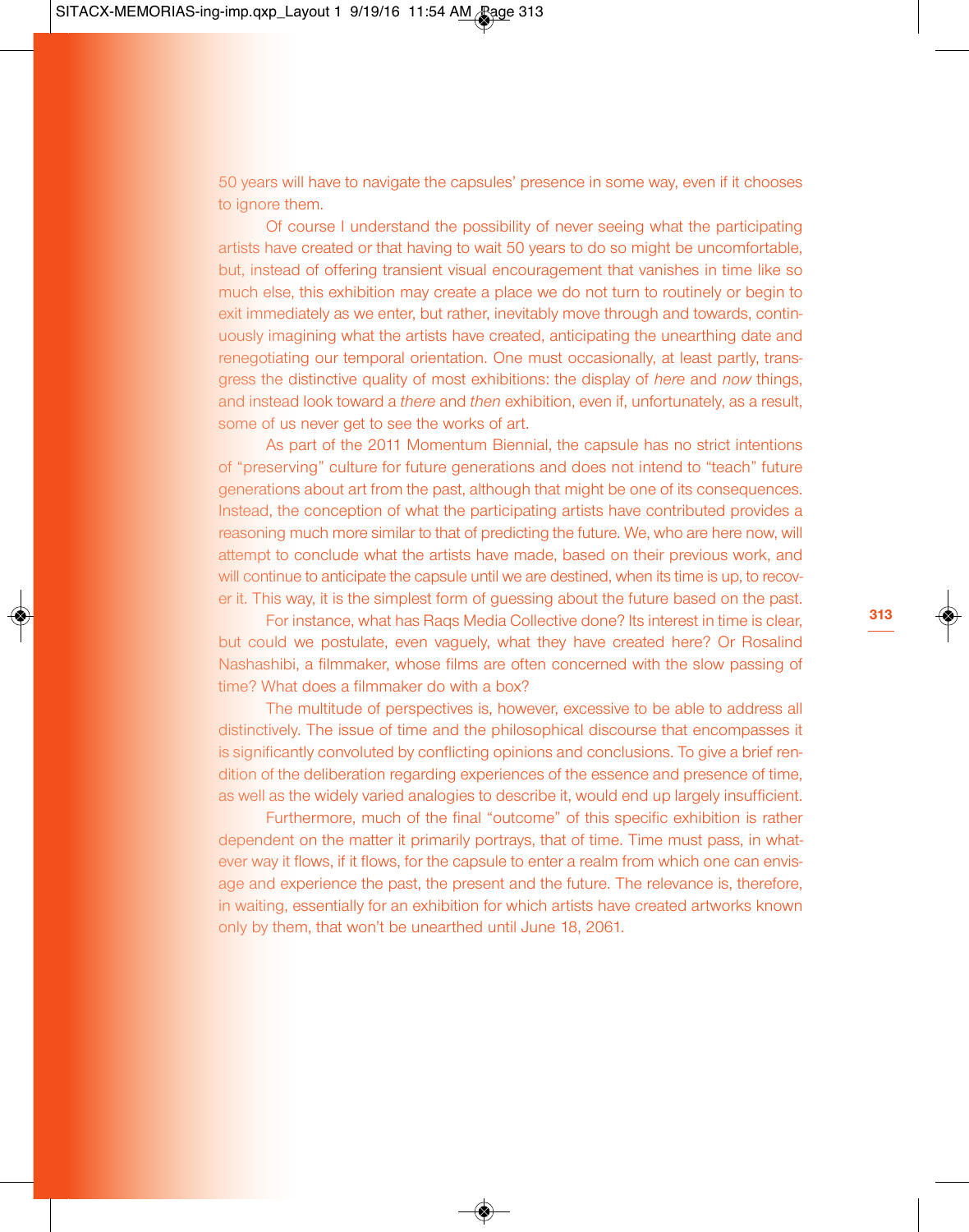50 years will have to navigate the capsules' presence in some way, even if it chooses to ignore them.

Of course I understand the possibility of never seeing what the participating artists have created or that having to wait 50 years to do so might be uncomfortable, but, instead of offering transient visual encouragement that vanishes in time like so much else, this exhibition may create a place we do not turn to routinely or begin to exit immediately as we enter, but rather, inevitably move through and towards, continuously imagining what the artists have created, anticipating the unearthing date and renegotiating our temporal orientation. One must occasionally, at least partly, transgress the distinctive quality of most exhibitions: the display of *here* and *now* things, and instead look toward a *there* and *then* exhibition, even if, unfortunately, as a result, some of us never get to see the works of art.

As part of the 2011 Momentum Biennial, the capsule has no strict intentions of "preserving" culture for future generations and does not intend to "teach" future generations about art from the past, although that might be one of its consequences. Instead, the conception of what the participating artists have contributed provides a reasoning much more similar to that of predicting the future. We, who are here now, will attempt to conclude what the artists have made, based on their previous work, and will continue to anticipate the capsule until we are destined, when its time is up, to recover it. This way, it is the simplest form of guessing about the future based on the past.

For instance, what has Raqs Media Collective done? Its interest in time is clear, but could we postulate, even vaguely, what they have created here? Or Rosalind Nashashibi, a filmmaker, whose films are often concerned with the slow passing of time? What does a filmmaker do with a box?

The multitude of perspectives is, however, excessive to be able to address all distinctively. The issue of time and the philosophical discourse that encompasses it is significantly convoluted by conflicting opinions and conclusions. To give a brief rendition of the deliberation regarding experiences of the essence and presence of time, as well as the widely varied analogies to describe it, would end up largely insufficient.

Furthermore, much of the final "outcome" of this specific exhibition is rather dependent on the matter it primarily portrays, that of time. Time must pass, in whatever way it flows, if it flows, for the capsule to enter a realm from which one can envisage and experience the past, the present and the future. The relevance is, therefore, in waiting, essentially for an exhibition for which artists have created artworks known only by them, that won't be unearthed until June 18, 2061.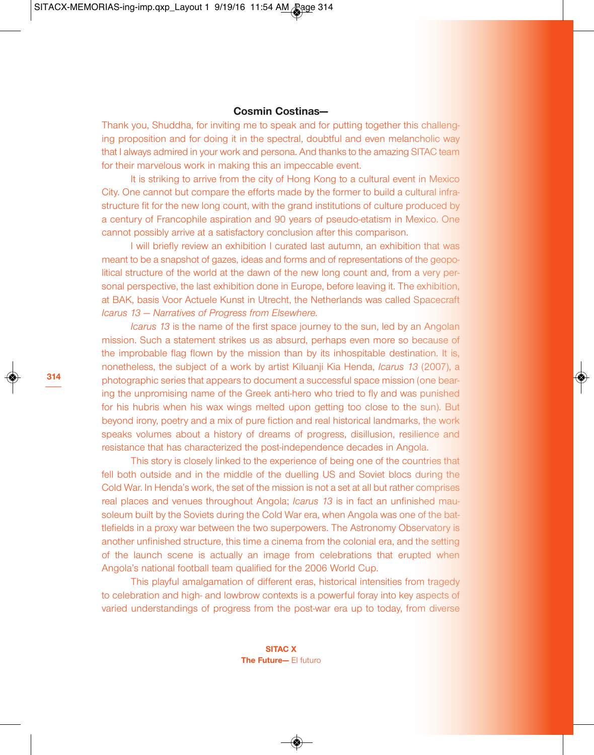**Cosmin Costinas—**

Thank you, Shuddha, for inviting me to speak and for putting together this challenging proposition and for doing it in the spectral, doubtful and even melancholic way that I always admired in your work and persona. And thanks to the amazing SITAC team for their marvelous work in making this an impeccable event.

It is striking to arrive from the city of Hong Kong to a cultural event in Mexico City. One cannot but compare the efforts made by the former to build a cultural infrastructure fit for the new long count, with the grand institutions of culture produced by a century of Francophile aspiration and 90 years of pseudo-etatism in Mexico. One cannot possibly arrive at a satisfactory conclusion after this comparison.

I will briefly review an exhibition I curated last autumn, an exhibition that was meant to be a snapshot of gazes, ideas and forms and of representations of the geopolitical structure of the world at the dawn of the new long count and, from a very personal perspective, the last exhibition done in Europe, before leaving it. The exhibition, at BAK, basis Voor Actuele Kunst in Utrecht, the Netherlands was called Spacecraft *Icarus 13 — Narratives of Progress from Elsewhere.*

*Icarus 13* is the name of the first space journey to the sun, led by an Angolan mission. Such a statement strikes us as absurd, perhaps even more so because of the improbable flag flown by the mission than by its inhospitable destination. It is, nonetheless, the subject of a work by artist Kiluanji Kia Henda, *Icarus 13* (2007), a photographic series that appears to document a successful space mission (one bearing the unpromising name of the Greek anti-hero who tried to fly and was punished for his hubris when his wax wings melted upon getting too close to the sun). But beyond irony, poetry and a mix of pure fiction and real historical landmarks, the work speaks volumes about a history of dreams of progress, disillusion, resilience and resistance that has characterized the post-independence decades in Angola.

This story is closely linked to the experience of being one of the countries that fell both outside and in the middle of the duelling US and Soviet blocs during the Cold War. In Henda's work, the set of the mission is not a set at all but rather comprises real places and venues throughout Angola; *Icarus 13* is in fact an unfinished mausoleum built by the Soviets during the Cold War era, when Angola was one of the battlefields in a proxy war between the two superpowers. The Astronomy Observatory is another unfinished structure, this time a cinema from the colonial era, and the setting of the launch scene is actually an image from celebrations that erupted when Angola's national football team qualified for the 2006 World Cup.

This playful amalgamation of different eras, historical intensities from tragedy to celebration and high- and lowbrow contexts is a powerful foray into key aspects of varied understandings of progress from the post-war era up to today, from diverse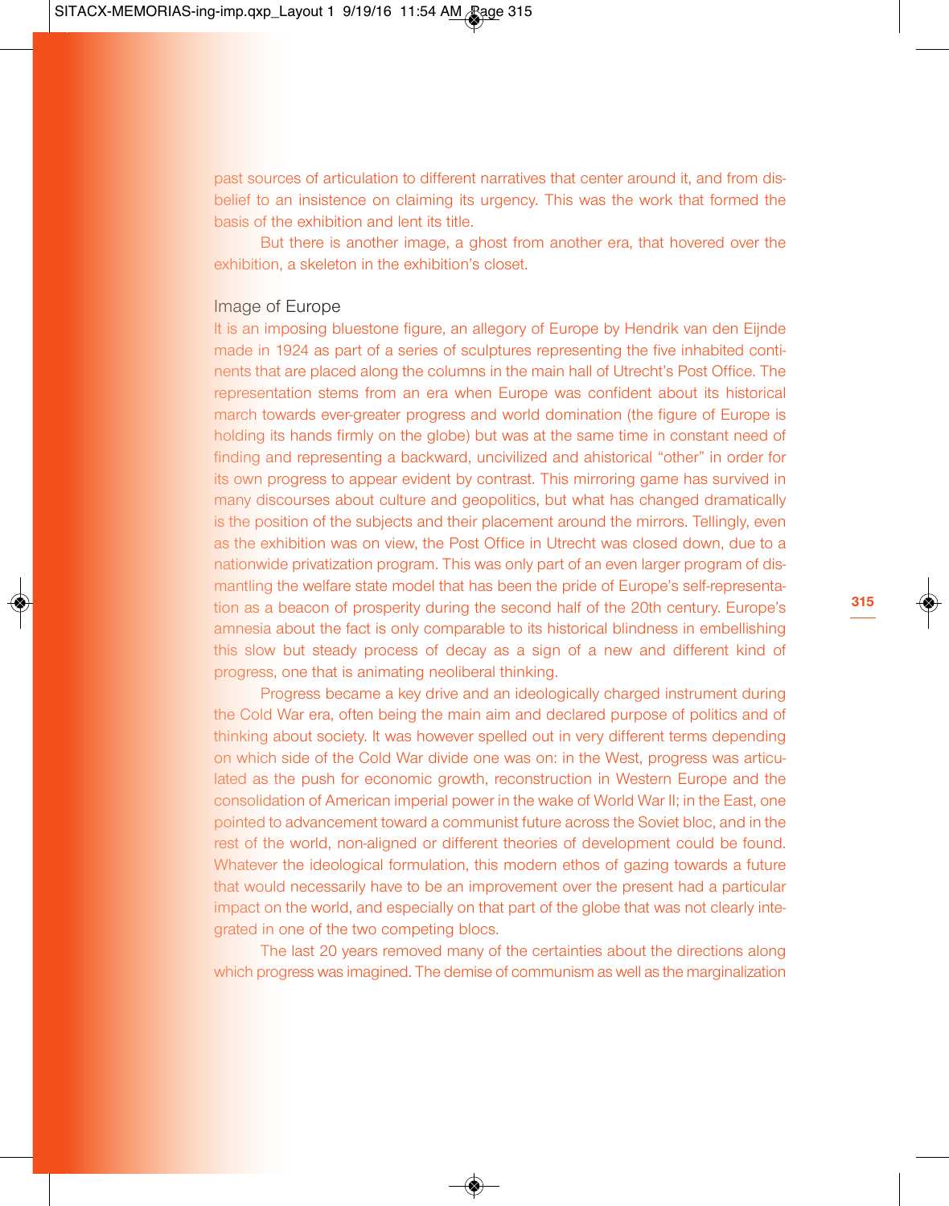past sources of articulation to different narratives that center around it, and from disbelief to an insistence on claiming its urgency. This was the work that formed the basis of the exhibition and lent its title.

But there is another image, a ghost from another era, that hovered over the exhibition, a skeleton in the exhibition's closet.

## Image of Europe

It is an imposing bluestone figure, an allegory of Europe by Hendrik van den Eijnde made in 1924 as part of a series of sculptures representing the five inhabited continents that are placed along the columns in the main hall of Utrecht's Post Office. The representation stems from an era when Europe was confident about its historical march towards ever-greater progress and world domination (the figure of Europe is holding its hands firmly on the globe) but was at the same time in constant need of finding and representing a backward, uncivilized and ahistorical "other" in order for its own progress to appear evident by contrast. This mirroring game has survived in many discourses about culture and geopolitics, but what has changed dramatically is the position of the subjects and their placement around the mirrors. Tellingly, even as the exhibition was on view, the Post Office in Utrecht was closed down, due to a nationwide privatization program. This was only part of an even larger program of dismantling the welfare state model that has been the pride of Europe's self-representation as a beacon of prosperity during the second half of the 20th century. Europe's amnesia about the fact is only comparable to its historical blindness in embellishing this slow but steady process of decay as a sign of a new and different kind of progress, one that is animating neoliberal thinking.

Progress became a key drive and an ideologically charged instrument during the Cold War era, often being the main aim and declared purpose of politics and of thinking about society. It was however spelled out in very different terms depending on which side of the Cold War divide one was on: in the West, progress was articulated as the push for economic growth, reconstruction in Western Europe and the consolidation of American imperial power in the wake of World War II; in the East, one pointed to advancement toward a communist future across the Soviet bloc, and in the rest of the world, non-aligned or different theories of development could be found. Whatever the ideological formulation, this modern ethos of gazing towards a future that would necessarily have to be an improvement over the present had a particular impact on the world, and especially on that part of the globe that was not clearly integrated in one of the two competing blocs.

The last 20 years removed many of the certainties about the directions along which progress was imagined. The demise of communism as well as the marginalization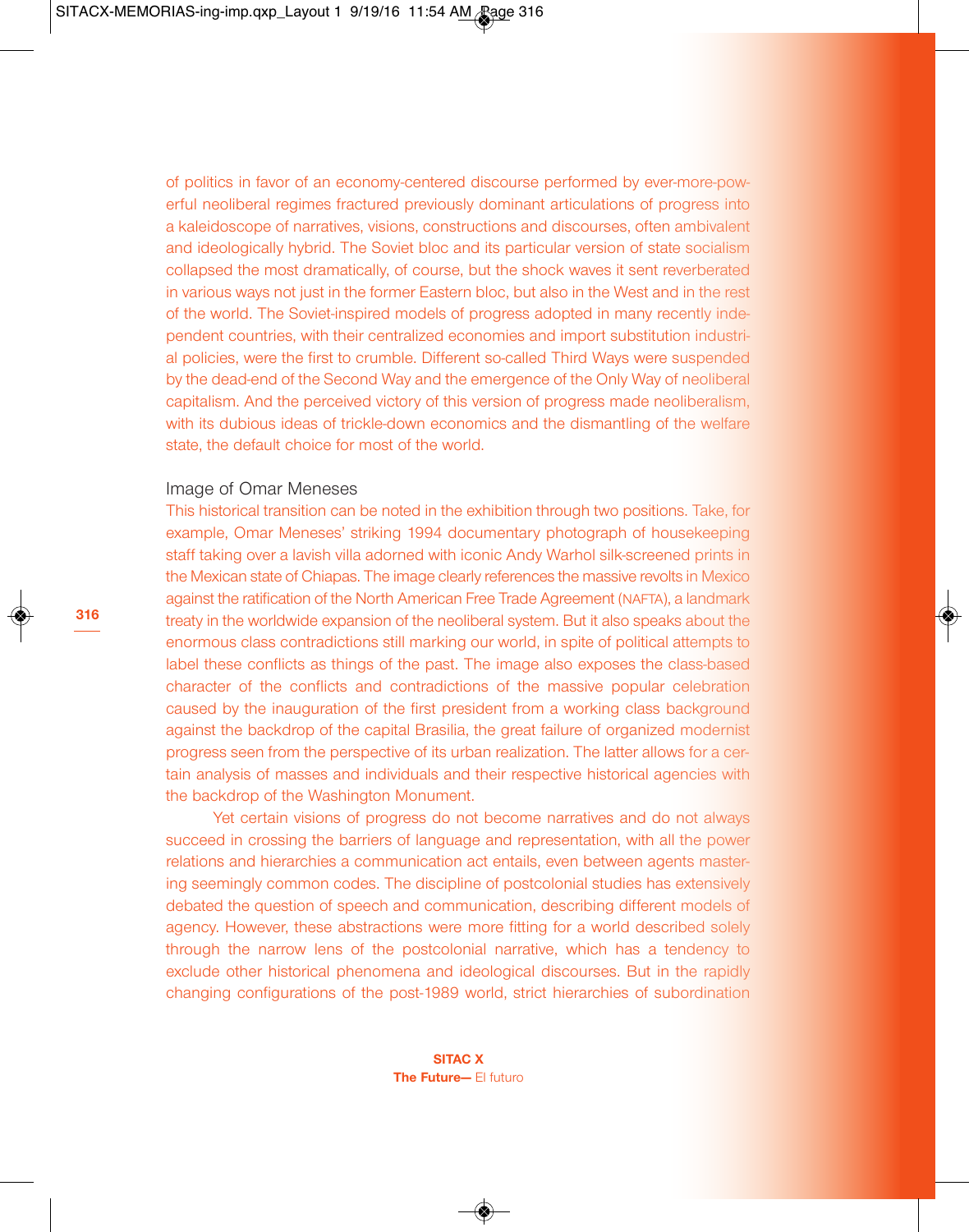of politics in favor of an economy-centered discourse performed by ever-more-powerful neoliberal regimes fractured previously dominant articulations of progress into a kaleidoscope of narratives, visions, constructions and discourses, often ambivalent and ideologically hybrid. The Soviet bloc and its particular version of state socialism collapsed the most dramatically, of course, but the shock waves it sent reverberated in various ways not just in the former Eastern bloc, but also in the West and in the rest of the world. The Soviet-inspired models of progress adopted in many recently independent countries, with their centralized economies and import substitution industrial policies, were the first to crumble. Different so-called Third Ways were suspended by the dead-end of the Second Way and the emergence of the Only Way of neoliberal capitalism. And the perceived victory of this version of progress made neoliberalism, with its dubious ideas of trickle-down economics and the dismantling of the welfare state, the default choice for most of the world.

Image of Omar Meneses

This historical transition can be noted in the exhibition through two positions. Take, for example, Omar Meneses' striking 1994 documentary photograph of housekeeping staff taking over a lavish villa adorned with iconic Andy Warhol silk-screened prints in the Mexican state of Chiapas. The image clearly references the massive revolts in Mexico against the ratification of the North American Free Trade Agreement (NAFTA), a landmark treaty in the worldwide expansion of the neoliberal system. But it also speaks about the enormous class contradictions still marking our world, in spite of political attempts to label these conflicts as things of the past. The image also exposes the class-based character of the conflicts and contradictions of the massive popular celebration caused by the inauguration of the first president from a working class background against the backdrop of the capital Brasilia, the great failure of organized modernist progress seen from the perspective of its urban realization. The latter allows for a certain analysis of masses and individuals and their respective historical agencies with the backdrop of the Washington Monument.

Yet certain visions of progress do not become narratives and do not always succeed in crossing the barriers of language and representation, with all the power relations and hierarchies a communication act entails, even between agents mastering seemingly common codes. The discipline of postcolonial studies has extensively debated the question of speech and communication, describing different models of agency. However, these abstractions were more fitting for a world described solely through the narrow lens of the postcolonial narrative, which has a tendency to exclude other historical phenomena and ideological discourses. But in the rapidly changing configurations of the post-1989 world, strict hierarchies of subordination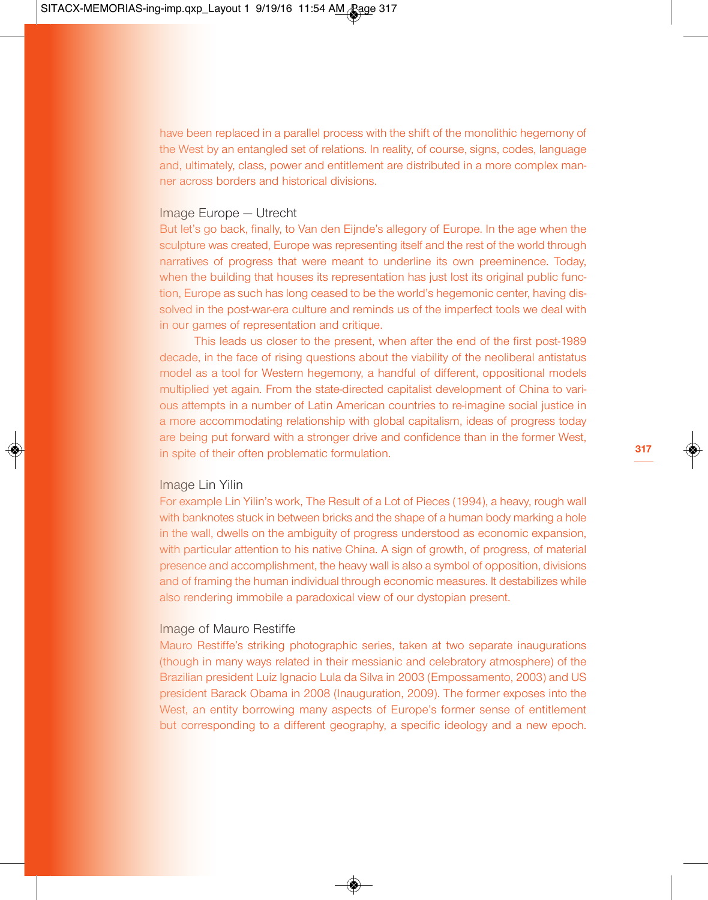have been replaced in a parallel process with the shift of the monolithic hegemony of the West by an entangled set of relations. In reality, of course, signs, codes, language and, ultimately, class, power and entitlement are distributed in a more complex manner across borders and historical divisions.

Image Europe — Utrecht

But let's go back, finally, to Van den Eijnde's allegory of Europe. In the age when the sculpture was created, Europe was representing itself and the rest of the world through narratives of progress that were meant to underline its own preeminence. Today, when the building that houses its representation has just lost its original public function, Europe as such has long ceased to be the world's hegemonic center, having dissolved in the post-war-era culture and reminds us of the imperfect tools we deal with in our games of representation and critique.

This leads us closer to the present, when after the end of the first post-1989 decade, in the face of rising questions about the viability of the neoliberal antistatus model as a tool for Western hegemony, a handful of different, oppositional models multiplied yet again. From the state-directed capitalist development of China to various attempts in a number of Latin American countries to re-imagine social justice in a more accommodating relationship with global capitalism, ideas of progress today are being put forward with a stronger drive and confidence than in the former West, in spite of their often problematic formulation.

Image Lin Yilin

For example Lin Yilin's work, The Result of a Lot of Pieces (1994), a heavy, rough wall with banknotes stuck in between bricks and the shape of a human body marking a hole in the wall, dwells on the ambiguity of progress understood as economic expansion, with particular attention to his native China. A sign of growth, of progress, of material presence and accomplishment, the heavy wall is also a symbol of opposition, divisions and of framing the human individual through economic measures. It destabilizes while also rendering immobile a paradoxical view of our dystopian present.

Image of Mauro Restiffe

Mauro Restiffe's striking photographic series, taken at two separate inaugurations (though in many ways related in their messianic and celebratory atmosphere) of the Brazilian president Luiz Ignacio Lula da Silva in 2003 (Empossamento, 2003) and US president Barack Obama in 2008 (Inauguration, 2009). The former exposes into the West, an entity borrowing many aspects of Europe's former sense of entitlement but corresponding to a different geography, a specific ideology and a new epoch.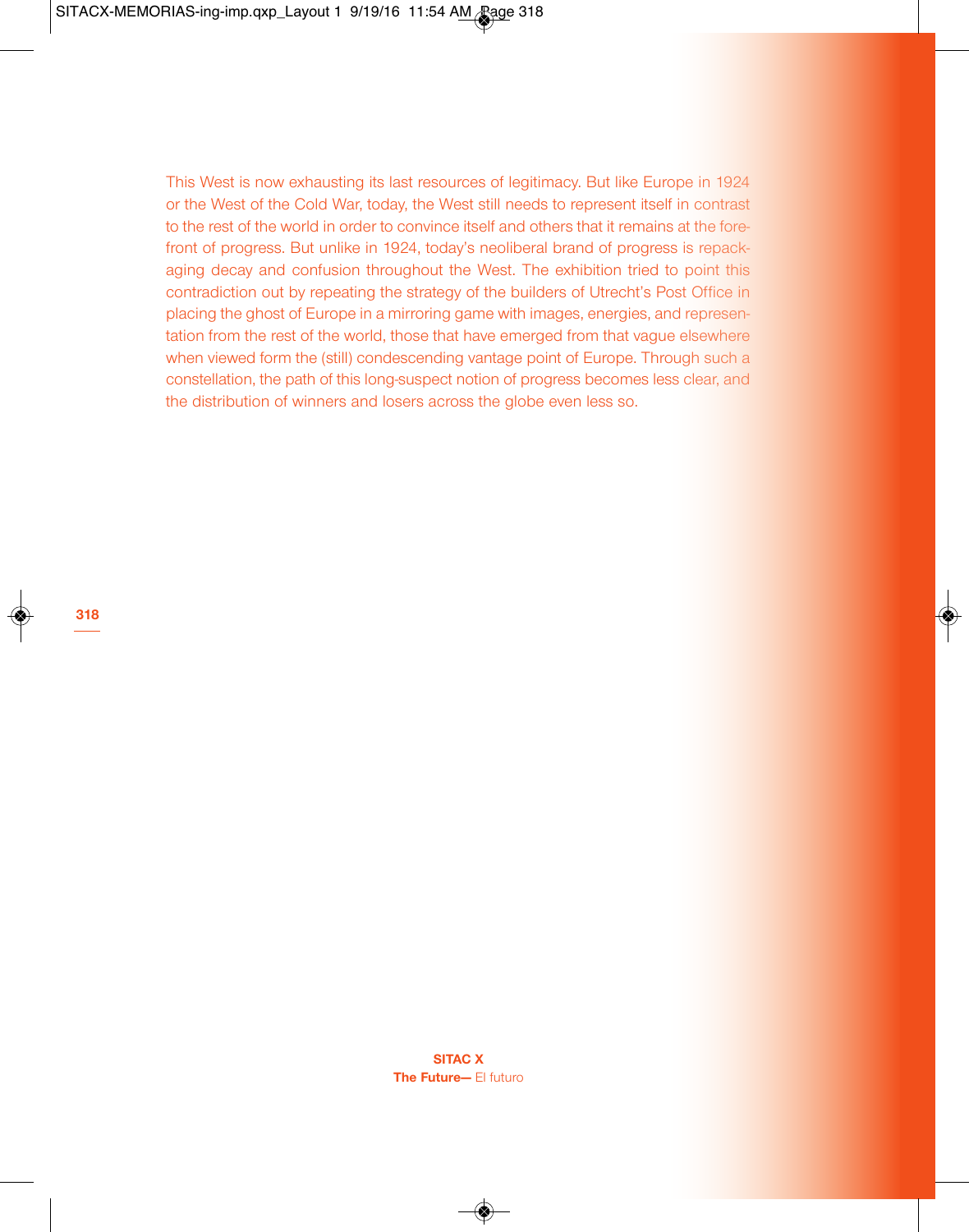This West is now exhausting its last resources of legitimacy. But like Europe in 1924 or the West of the Cold War, today, the West still needs to represent itself in contrast to the rest of the world in order to convince itself and others that it remains at the forefront of progress. But unlike in 1924, today's neoliberal brand of progress is repackaging decay and confusion throughout the West. The exhibition tried to point this contradiction out by repeating the strategy of the builders of Utrecht's Post Office in placing the ghost of Europe in a mirroring game with images, energies, and representation from the rest of the world, those that have emerged from that vague elsewhere when viewed form the (still) condescending vantage point of Europe. Through such a constellation, the path of this long-suspect notion of progress becomes less clear, and the distribution of winners and losers across the globe even less so.